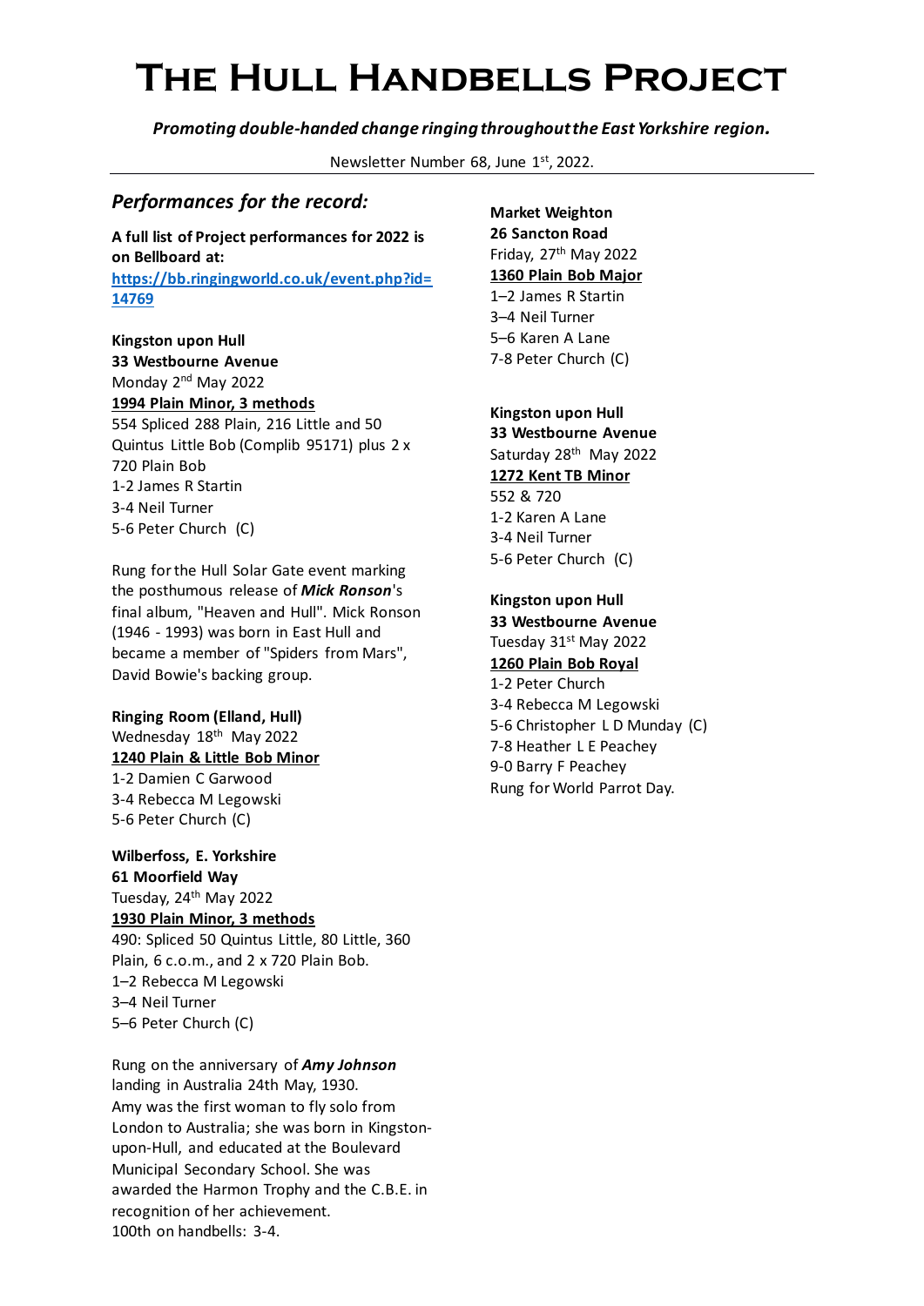# The Hull Handbells Project

***Promoting double-handed change ringing throughout the East Yorkshire region.***

Newsletter Number 68, June 1st, 2022.

## *Performances for the record:*

**A full list of Project performances for 2022 is on Bellboard at:**
**[https://bb.ringingworld.co.uk/event.php?id=14769](https://bb.ringingworld.co.uk/event.php?id=14769)**

**Kingston upon Hull**
**33 Westbourne Avenue**
Monday 2nd May 2022
**1994 Plain Minor, 3 methods**
554 Spliced 288 Plain, 216 Little and 50 Quintus Little Bob (Complib 95171) plus 2 x 720 Plain Bob
1-2 James R Startin
3-4 Neil Turner
5-6 Peter Church (C)

Rung for the Hull Solar Gate event marking the posthumous release of ***Mick Ronson***'s final album, "Heaven and Hull". Mick Ronson (1946 - 1993) was born in East Hull and became a member of "Spiders from Mars", David Bowie's backing group.

**Ringing Room (Elland, Hull)**
Wednesday 18th May 2022
**1240 Plain & Little Bob Minor**
1-2 Damien C Garwood
3-4 Rebecca M Legowski
5-6 Peter Church (C)

**Wilberfoss, E. Yorkshire**
**61 Moorfield Way**
Tuesday, 24th May 2022
**1930 Plain Minor, 3 methods**
490: Spliced 50 Quintus Little, 80 Little, 360 Plain, 6 c.o.m., and 2 x 720 Plain Bob.
1–2 Rebecca M Legowski
3–4 Neil Turner
5–6 Peter Church (C)

Rung on the anniversary of ***Amy Johnson*** landing in Australia 24th May, 1930.
Amy was the first woman to fly solo from London to Australia; she was born in Kingston-upon-Hull, and educated at the Boulevard Municipal Secondary School. She was awarded the Harmon Trophy and the C.B.E. in recognition of her achievement.
100th on handbells: 3-4.

**Market Weighton**
**26 Sancton Road**
Friday, 27th May 2022
**1360 Plain Bob Major**
1–2 James R Startin
3–4 Neil Turner
5–6 Karen A Lane
7-8 Peter Church (C)

**Kingston upon Hull**
**33 Westbourne Avenue**
Saturday 28th May 2022
**1272 Kent TB Minor**
552 & 720
1-2 Karen A Lane
3-4 Neil Turner
5-6 Peter Church (C)

**Kingston upon Hull**
**33 Westbourne Avenue**
Tuesday 31st May 2022
**1260 Plain Bob Royal**
1-2 Peter Church
3-4 Rebecca M Legowski
5-6 Christopher L D Munday (C)
7-8 Heather L E Peachey
9-0 Barry F Peachey
Rung for World Parrot Day.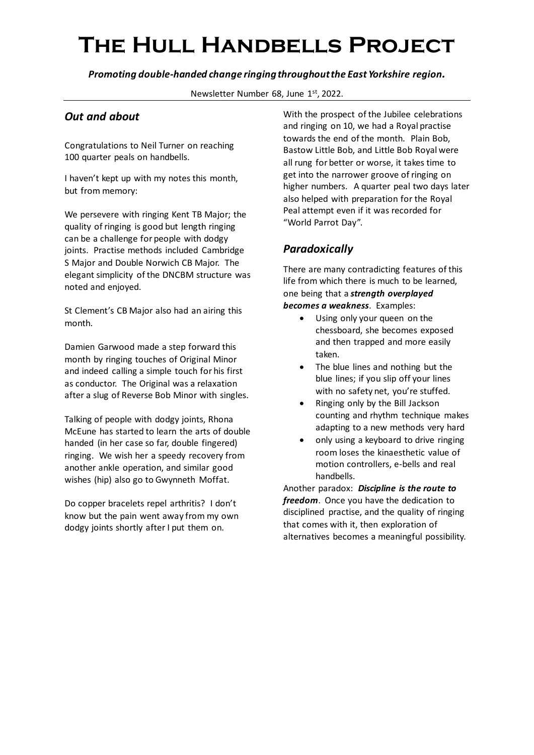# The Hull Handbells Project

***Promoting double-handed change ringing throughout the East Yorkshire region.***

Newsletter Number 68, June 1st, 2022.

## *Out and about*

Congratulations to Neil Turner on reaching 100 quarter peals on handbells.

I haven't kept up with my notes this month, but from memory:

We persevere with ringing Kent TB Major; the quality of ringing is good but length ringing can be a challenge for people with dodgy joints. Practise methods included Cambridge S Major and Double Norwich CB Major. The elegant simplicity of the DNCBM structure was noted and enjoyed.

St Clement's CB Major also had an airing this month.

Damien Garwood made a step forward this month by ringing touches of Original Minor and indeed calling a simple touch for his first as conductor. The Original was a relaxation after a slug of Reverse Bob Minor with singles.

Talking of people with dodgy joints, Rhona McEune has started to learn the arts of double handed (in her case so far, double fingered) ringing. We wish her a speedy recovery from another ankle operation, and similar good wishes (hip) also go to Gwynneth Moffat.

Do copper bracelets repel arthritis? I don't know but the pain went away from my own dodgy joints shortly after I put them on.

With the prospect of the Jubilee celebrations and ringing on 10, we had a Royal practise towards the end of the month. Plain Bob, Bastow Little Bob, and Little Bob Royal were all rung for better or worse, it takes time to get into the narrower groove of ringing on higher numbers. A quarter peal two days later also helped with preparation for the Royal Peal attempt even if it was recorded for "World Parrot Day".

## *Paradoxically*

There are many contradicting features of this life from which there is much to be learned, one being that a ***strength overplayed becomes a weakness***. Examples:

- Using only your queen on the chessboard, she becomes exposed and then trapped and more easily taken.
- The blue lines and nothing but the blue lines; if you slip off your lines with no safety net, you're stuffed.
- Ringing only by the Bill Jackson counting and rhythm technique makes adapting to a new methods very hard
- only using a keyboard to drive ringing room loses the kinaesthetic value of motion controllers, e-bells and real handbells.

Another paradox: ***Discipline is the route to freedom***. Once you have the dedication to disciplined practise, and the quality of ringing that comes with it, then exploration of alternatives becomes a meaningful possibility.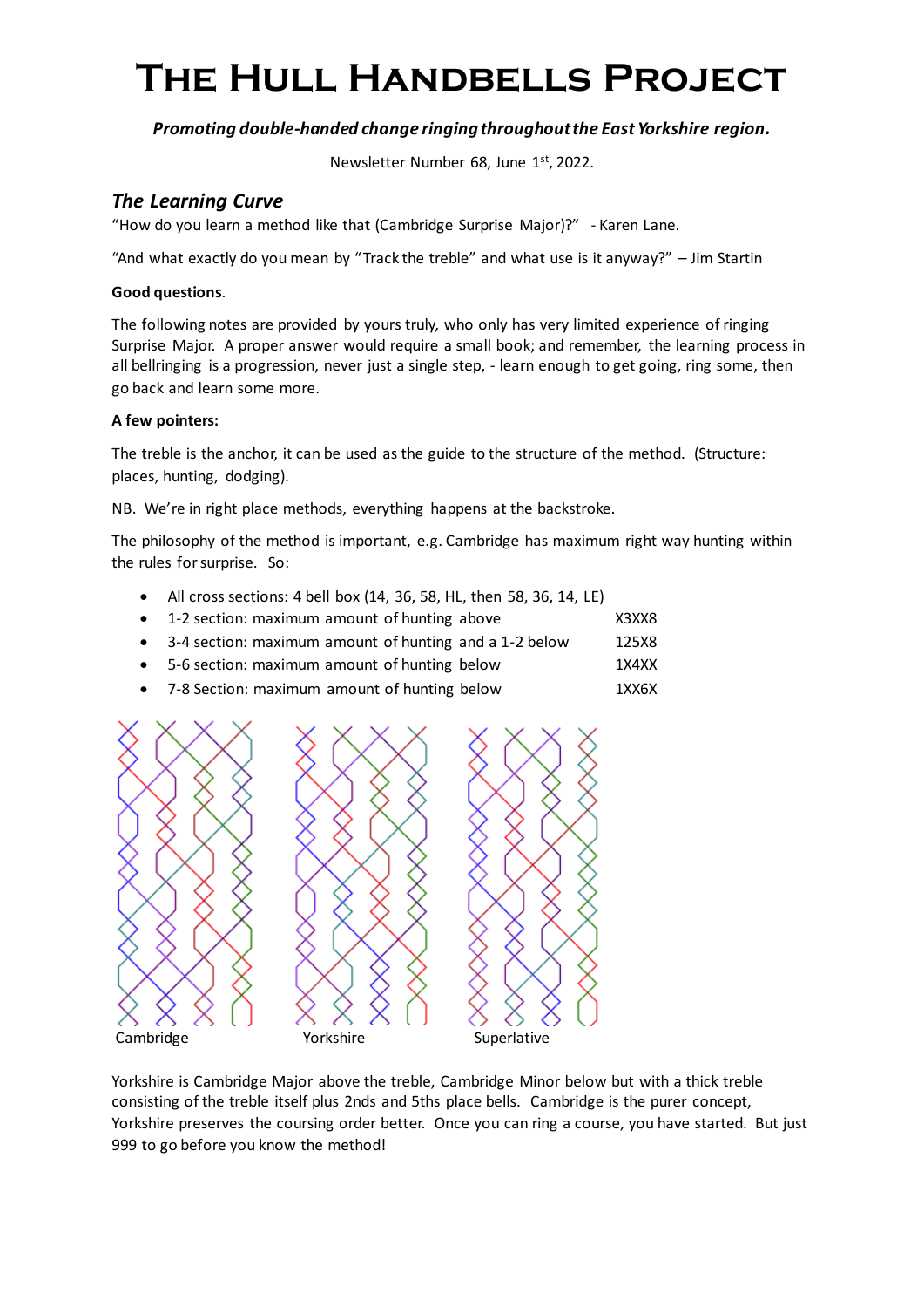# The Hull Handbells Project

***Promoting double-handed change ringing throughout the East Yorkshire region.***

Newsletter Number 68, June 1st, 2022.

## *The Learning Curve*

"How do you learn a method like that (Cambridge Surprise Major)?" - Karen Lane.

"And what exactly do you mean by "Track the treble" and what use is it anyway?" – Jim Startin

**Good questions**.

The following notes are provided by yours truly, who only has very limited experience of ringing Surprise Major. A proper answer would require a small book; and remember, the learning process in all bellringing is a progression, never just a single step, - learn enough to get going, ring some, then go back and learn some more.

**A few pointers:**

The treble is the anchor, it can be used as the guide to the structure of the method. (Structure: places, hunting, dodging).

NB. We're in right place methods, everything happens at the backstroke.

The philosophy of the method is important, e.g. Cambridge has maximum right way hunting within the rules for surprise. So:

- All cross sections: 4 bell box (14, 36, 58, HL, then 58, 36, 14, LE)
- 1-2 section: maximum amount of hunting above X3XX8
- 3-4 section: maximum amount of hunting and a 1-2 below 125X8
- 5-6 section: maximum amount of hunting below 1X4XX
- 7-8 Section: maximum amount of hunting below 1XX6X

Cambridge Yorkshire Superlative

Yorkshire is Cambridge Major above the treble, Cambridge Minor below but with a thick treble consisting of the treble itself plus 2nds and 5ths place bells. Cambridge is the purer concept, Yorkshire preserves the coursing order better. Once you can ring a course, you have started. But just 999 to go before you know the method!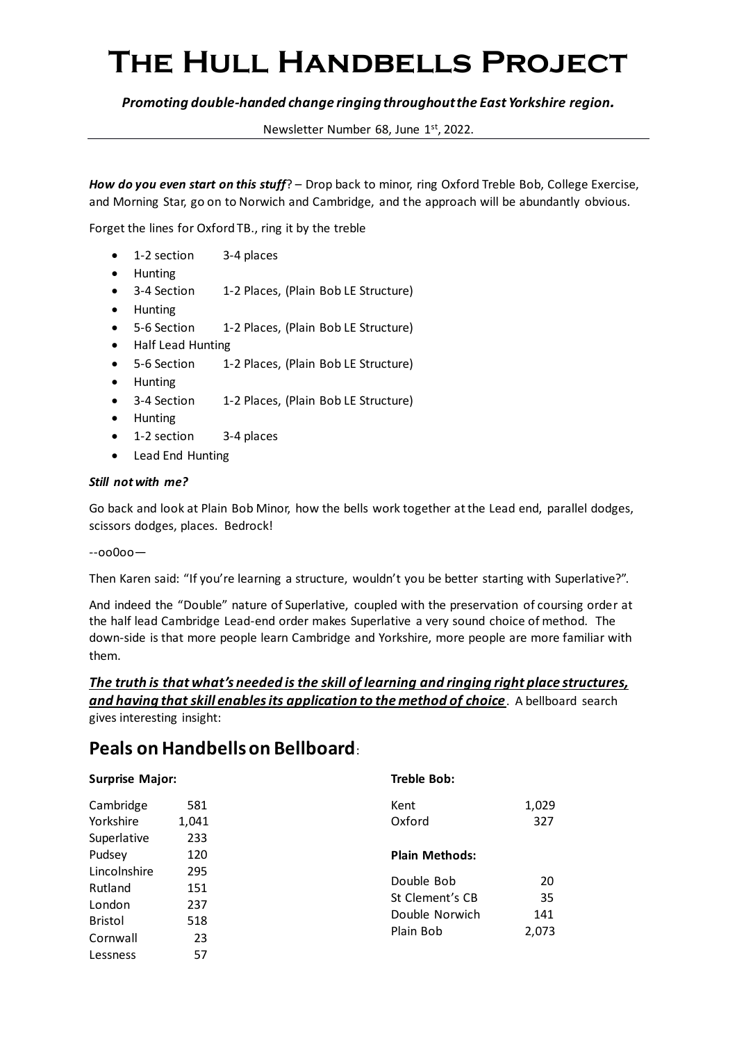// Page 4 of 5 — the title, subtitle and newsletter line at the top are content here, not running headers

# The Hull Handbells Project

***Promoting double-handed change ringing throughout the East Yorkshire region.***

Newsletter Number 68, June 1st, 2022.

---

***How do you even start on this stuff***? – Drop back to minor, ring Oxford Treble Bob, College Exercise, and Morning Star, go on to Norwich and Cambridge, and the approach will be abundantly obvious.

Forget the lines for Oxford TB., ring it by the treble

- 1-2 section  3-4 places
- Hunting
- 3-4 Section  1-2 Places, (Plain Bob LE Structure)
- Hunting
- 5-6 Section  1-2 Places, (Plain Bob LE Structure)
- Half Lead Hunting
- 5-6 Section  1-2 Places, (Plain Bob LE Structure)
- Hunting
- 3-4 Section  1-2 Places, (Plain Bob LE Structure)
- Hunting
- 1-2 section  3-4 places
- Lead End Hunting

***Still not with me?***

Go back and look at Plain Bob Minor, how the bells work together at the Lead end, parallel dodges, scissors dodges, places. Bedrock!

--oo0oo—

Then Karen said: "If you're learning a structure, wouldn't you be better starting with Superlative?".

And indeed the "Double" nature of Superlative, coupled with the preservation of coursing order at the half lead Cambridge Lead-end order makes Superlative a very sound choice of method. The down-side is that more people learn Cambridge and Yorkshire, more people are more familiar with them.

***<u>The truth is that what's needed is the skill of learning and ringing right place structures, and having that skill enables its application to the method of choice</u>***. A bellboard search gives interesting insight:

## Peals on Handbells on Bellboard:

**Surprise Major:**

| Method | Peals |
|---|---|
| Cambridge | 581 |
| Yorkshire | 1,041 |
| Superlative | 233 |
| Pudsey | 120 |
| Lincolnshire | 295 |
| Rutland | 151 |
| London | 237 |
| Bristol | 518 |
| Cornwall | 23 |
| Lessness | 57 |

**Treble Bob:**

| Method | Peals |
|---|---|
| Kent | 1,029 |
| Oxford | 327 |

**Plain Methods:**

| Method | Peals |
|---|---|
| Double Bob | 20 |
| St Clement's CB | 35 |
| Double Norwich | 141 |
| Plain Bob | 2,073 |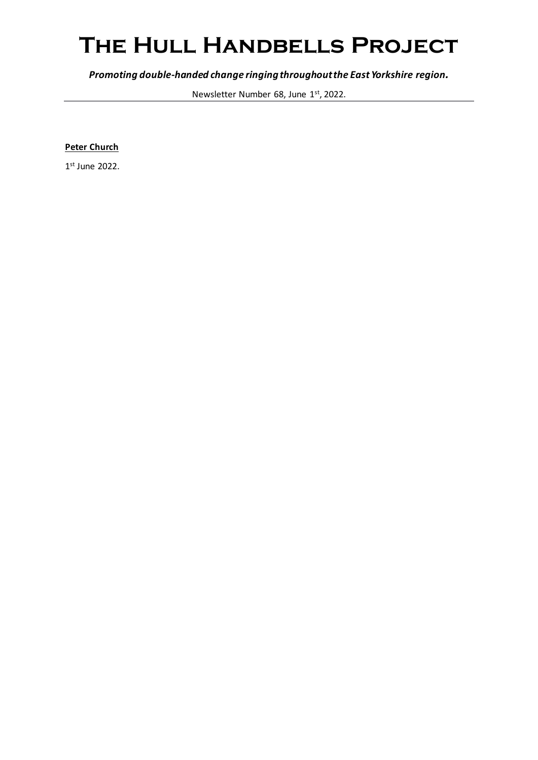# The Hull Handbells Project

***Promoting double-handed change ringing throughout the East Yorkshire region.***

Newsletter Number 68, June 1st, 2022.

---

**Peter Church**

1st June 2022.